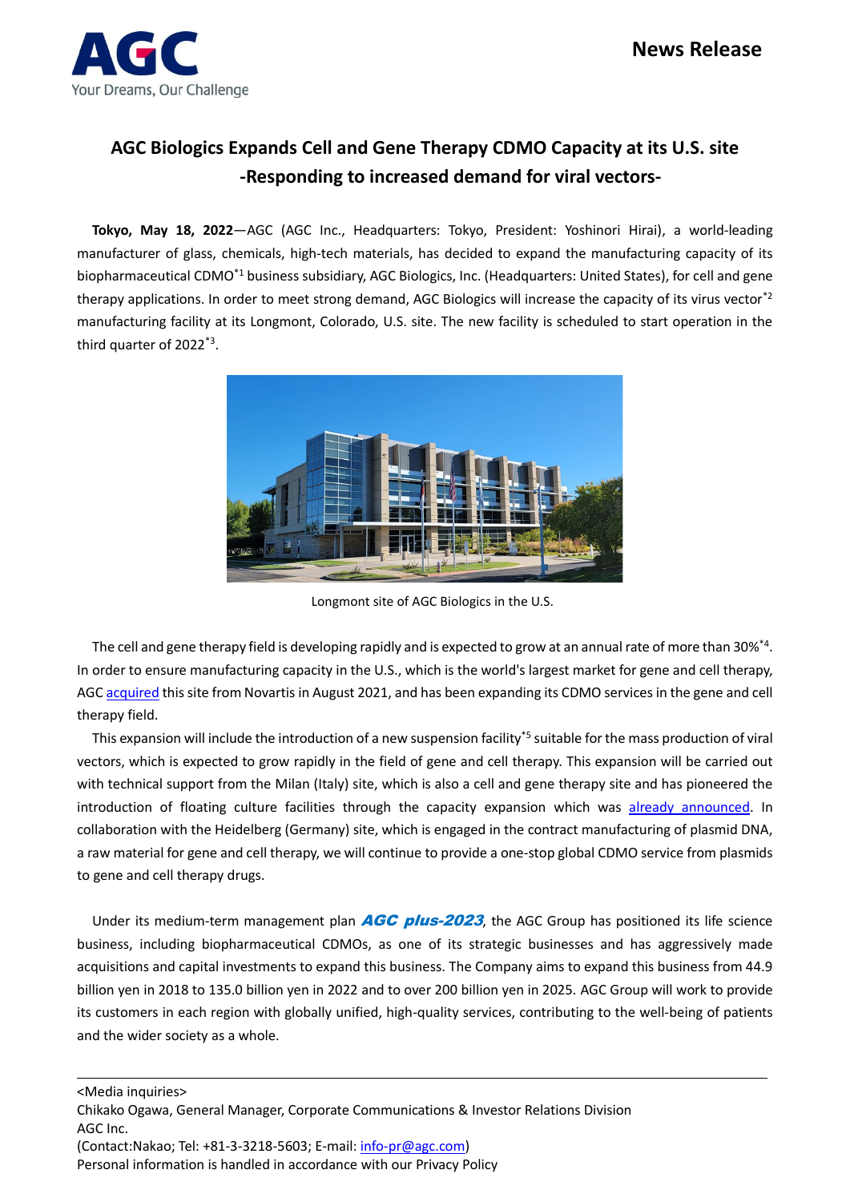News Release

# AGC Biologics Expands Cell and Gene Therapy CDMO Capacity at its U.S. site

## -Responding to increased demand for viral vectors-

**Tokyo, May 18, 2022**—AGC (AGC Inc., Headquarters: Tokyo, President: Yoshinori Hirai), a world-leading manufacturer of glass, chemicals, high-tech materials, has decided to expand the manufacturing capacity of its biopharmaceutical CDMO[*1] business subsidiary, AGC Biologics, Inc. (Headquarters: United States), for cell and gene therapy applications. In order to meet strong demand, AGC Biologics will increase the capacity of its virus vector[*2] manufacturing facility at its Longmont, Colorado, U.S. site. The new facility is scheduled to start operation in the third quarter of 2022[*3].

Longmont site of AGC Biologics in the U.S.

The cell and gene therapy field is developing rapidly and is expected to grow at an annual rate of more than 30%[*4]. In order to ensure manufacturing capacity in the U.S., which is the world's largest market for gene and cell therapy, AGC acquired this site from Novartis in August 2021, and has been expanding its CDMO services in the gene and cell therapy field.

This expansion will include the introduction of a new suspension facility[*5] suitable for the mass production of viral vectors, which is expected to grow rapidly in the field of gene and cell therapy. This expansion will be carried out with technical support from the Milan (Italy) site, which is also a cell and gene therapy site and has pioneered the introduction of floating culture facilities through the capacity expansion which was already announced. In collaboration with the Heidelberg (Germany) site, which is engaged in the contract manufacturing of plasmid DNA, a raw material for gene and cell therapy, we will continue to provide a one-stop global CDMO service from plasmids to gene and cell therapy drugs.

Under its medium-term management plan ***AGC plus-2023***, the AGC Group has positioned its life science business, including biopharmaceutical CDMOs, as one of its strategic businesses and has aggressively made acquisitions and capital investments to expand this business. The Company aims to expand this business from 44.9 billion yen in 2018 to 135.0 billion yen in 2022 and to over 200 billion yen in 2025. AGC Group will work to provide its customers in each region with globally unified, high-quality services, contributing to the well-being of patients and the wider society as a whole.

---

<Media inquiries>
Chikako Ogawa, General Manager, Corporate Communications & Investor Relations Division
AGC Inc.
(Contact:Nakao; Tel: +81-3-3218-5603; E-mail: info-pr@agc.com)
Personal information is handled in accordance with our Privacy Policy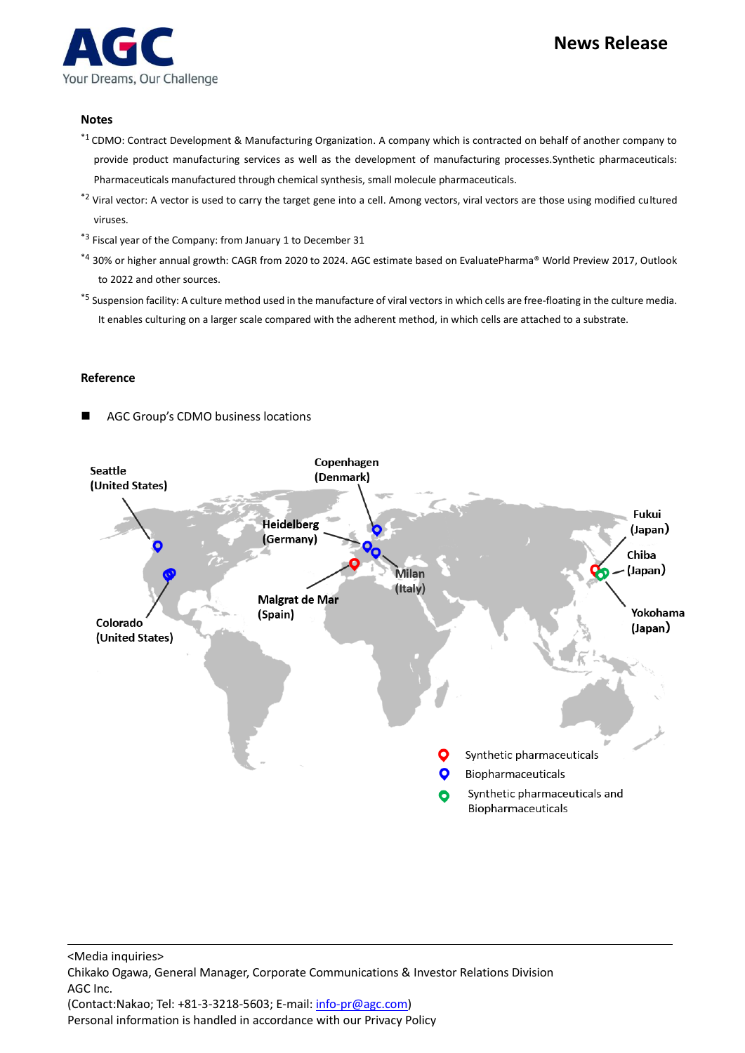## Notes

*1 CDMO: Contract Development & Manufacturing Organization. A company which is contracted on behalf of another company to provide product manufacturing services as well as the development of manufacturing processes.Synthetic pharmaceuticals: Pharmaceuticals manufactured through chemical synthesis, small molecule pharmaceuticals.

*2 Viral vector: A vector is used to carry the target gene into a cell. Among vectors, viral vectors are those using modified cultured viruses.

*3 Fiscal year of the Company: from January 1 to December 31

*4 30% or higher annual growth: CAGR from 2020 to 2024. AGC estimate based on EvaluatePharma® World Preview 2017, Outlook to 2022 and other sources.

*5 Suspension facility: A culture method used in the manufacture of viral vectors in which cells are free-floating in the culture media. It enables culturing on a larger scale compared with the adherent method, in which cells are attached to a substrate.

## Reference

- AGC Group's CDMO business locations

Seattle (United States)
Copenhagen (Denmark)
Heidelberg (Germany)
Fukui (Japan)
Chiba (Japan)
Milan (Italy)
Malgrat de Mar (Spain)
Yokohama (Japan)
Colorado (United States)

Synthetic pharmaceuticals
Biopharmaceuticals
Synthetic pharmaceuticals and Biopharmaceuticals

---

<Media inquiries>
Chikako Ogawa, General Manager, Corporate Communications & Investor Relations Division
AGC Inc.
(Contact:Nakao; Tel: +81-3-3218-5603; E-mail: info-pr@agc.com)
Personal information is handled in accordance with our Privacy Policy